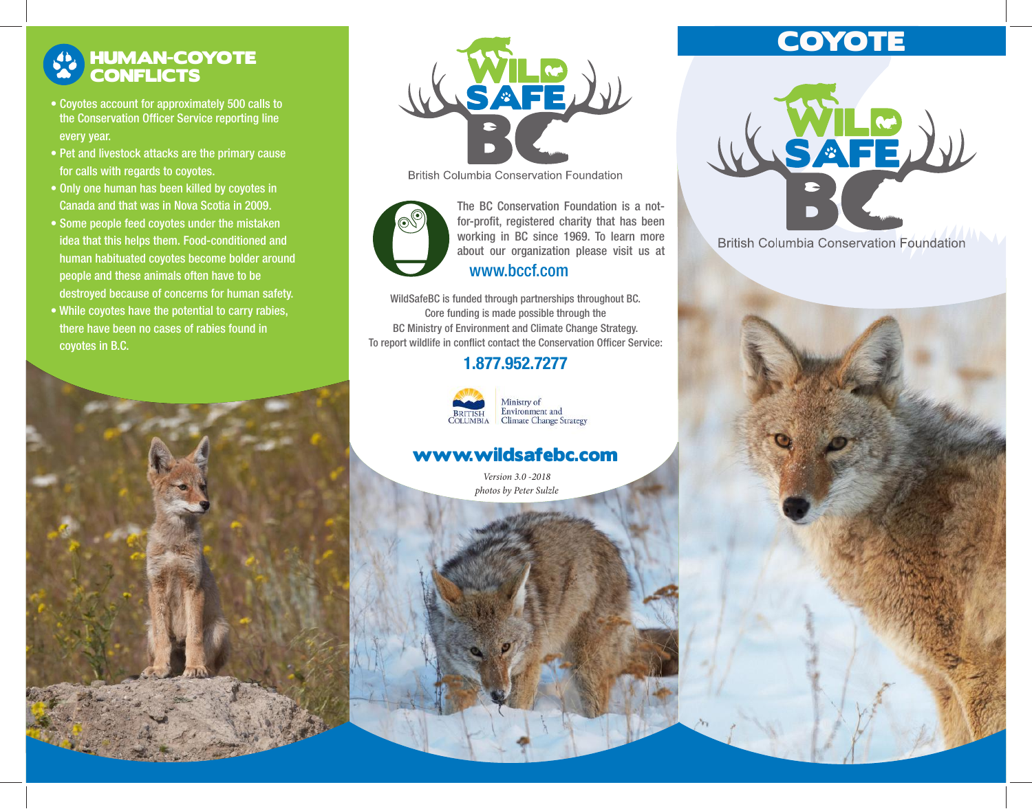## HUMAN-COYOTE CONFLICTS

- Coyotes account for approximately 500 calls to the Conservation Officer Service reporting line every year.
- Pet and livestock attacks are the primary cause for calls with regards to coyotes.
- Only one human has been killed by coyotes in Canada and that was in Nova Scotia in 2009.
- Some people feed coyotes under the mistaken idea that this helps them. Food-conditioned and human habituated coyotes become bolder around people and these animals often have to be destroyed because of concerns for human safety.
- While coyotes have the potential to carry rabies, there have been no cases of rabies found in coyotes in B.C.

WILD SAFE BC

British Columbia Conservation Foundation

The BC Conservation Foundation is a not-for-profit, registered charity that has been working in BC since 1969. To learn more about our organization please visit us at

www.bccf.com

WildSafeBC is funded through partnerships throughout BC. Core funding is made possible through the BC Ministry of Environment and Climate Change Strategy. To report wildlife in conflict contact the Conservation Officer Service:

**1.877.952.7277**

BRITISH COLUMBIA | Ministry of Environment and Climate Change Strategy

**www.wildsafebc.com**

*Version 3.0 -2018*

*photos by Peter Sulzle*

# COYOTE

WILD SAFE BC

British Columbia Conservation Foundation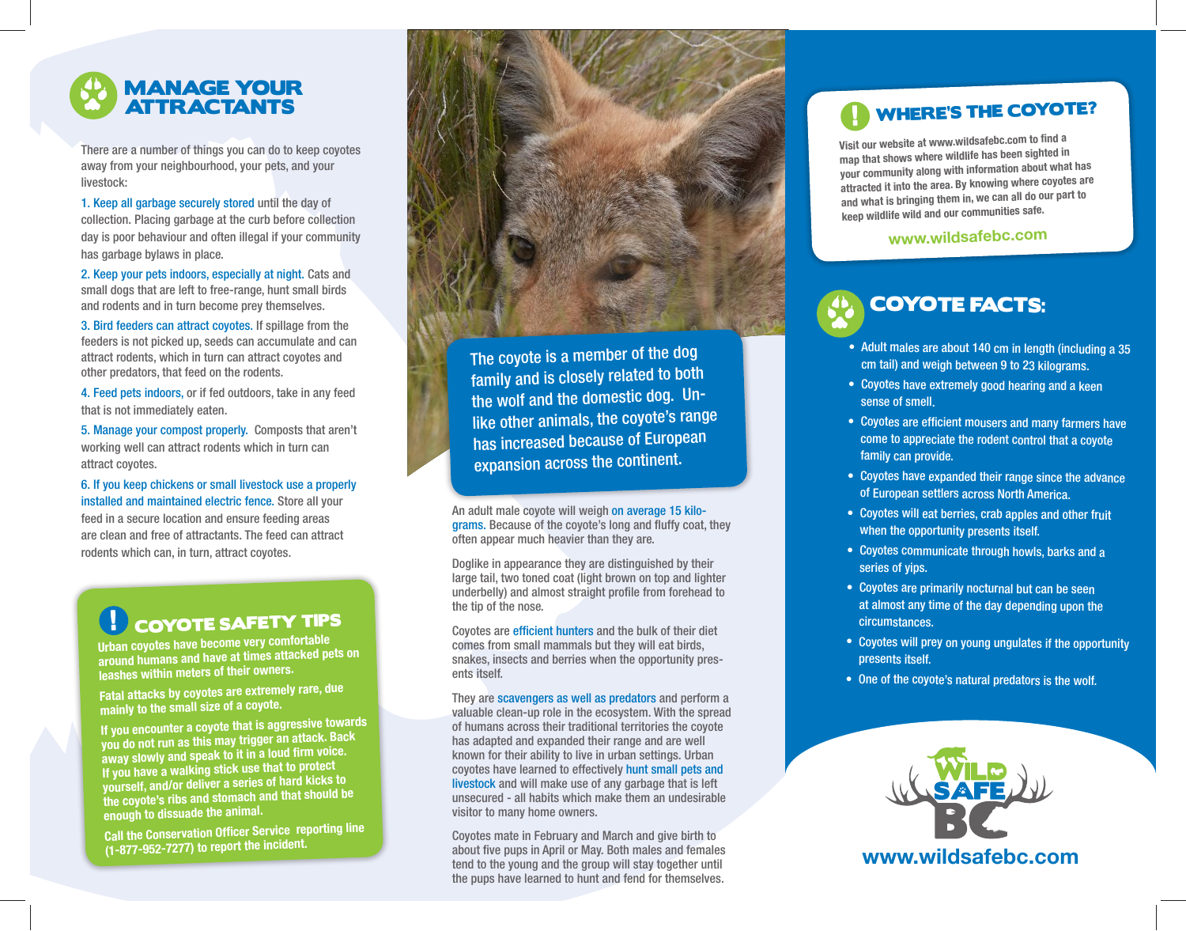## MANAGE YOUR ATTRACTANTS

There are a number of things you can do to keep coyotes away from your neighbourhood, your pets, and your livestock:

1. Keep all garbage securely stored until the day of collection. Placing garbage at the curb before collection day is poor behaviour and often illegal if your community has garbage bylaws in place.

2. Keep your pets indoors, especially at night. Cats and small dogs that are left to free-range, hunt small birds and rodents and in turn become prey themselves.

3. Bird feeders can attract coyotes. If spillage from the feeders is not picked up, seeds can accumulate and can attract rodents, which in turn can attract coyotes and other predators, that feed on the rodents.

4. Feed pets indoors, or if fed outdoors, take in any feed that is not immediately eaten.

5. Manage your compost properly. Composts that aren't working well can attract rodents which in turn can attract coyotes.

6. If you keep chickens or small livestock use a properly installed and maintained electric fence. Store all your feed in a secure location and ensure feeding areas are clean and free of attractants. The feed can attract rodents which can, in turn, attract coyotes.

## COYOTE SAFETY TIPS

Urban coyotes have become very comfortable around humans and have at times attacked pets on leashes within meters of their owners.

Fatal attacks by coyotes are extremely rare, due mainly to the small size of a coyote.

If you encounter a coyote that is aggressive towards you do not run as this may trigger an attack. Back away slowly and speak to it in a loud firm voice. If you have a walking stick use that to protect yourself, and/or deliver a series of hard kicks to the coyote's ribs and stomach and that should be enough to dissuade the animal.

Call the Conservation Officer Service reporting line (1-877-952-7277) to report the incident.

The coyote is a member of the dog family and is closely related to both the wolf and the domestic dog. Unlike other animals, the coyote's range has increased because of European expansion across the continent.

An adult male coyote will weigh on average 15 kilograms. Because of the coyote's long and fluffy coat, they often appear much heavier than they are.

Doglike in appearance they are distinguished by their large tail, two toned coat (light brown on top and lighter underbelly) and almost straight profile from forehead to the tip of the nose.

Coyotes are efficient hunters and the bulk of their diet comes from small mammals but they will eat birds, snakes, insects and berries when the opportunity presents itself.

They are scavengers as well as predators and perform a valuable clean-up role in the ecosystem. With the spread of humans across their traditional territories the coyote has adapted and expanded their range and are well known for their ability to live in urban settings. Urban coyotes have learned to effectively hunt small pets and livestock and will make use of any garbage that is left unsecured - all habits which make them an undesirable visitor to many home owners.

Coyotes mate in February and March and give birth to about five pups in April or May. Both males and females tend to the young and the group will stay together until the pups have learned to hunt and fend for themselves.

## WHERE'S THE COYOTE?

Visit our website at www.wildsafebc.com to find a map that shows where wildlife has been sighted in your community along with information about what has attracted it into the area. By knowing where coyotes are and what is bringing them in, we can all do our part to keep wildlife wild and our communities safe.

www.wildsafebc.com

## COYOTE FACTS:

- Adult males are about 140 cm in length (including a 35 cm tail) and weigh between 9 to 23 kilograms.
- Coyotes have extremely good hearing and a keen sense of smell.
- Coyotes are efficient mousers and many farmers have come to appreciate the rodent control that a coyote family can provide.
- Coyotes have expanded their range since the advance of European settlers across North America.
- Coyotes will eat berries, crab apples and other fruit when the opportunity presents itself.
- Coyotes communicate through howls, barks and a series of yips.
- Coyotes are primarily nocturnal but can be seen at almost any time of the day depending upon the circumstances.
- Coyotes will prey on young ungulates if the opportunity presents itself.
- One of the coyote's natural predators is the wolf.

WILD SAFE BC

www.wildsafebc.com